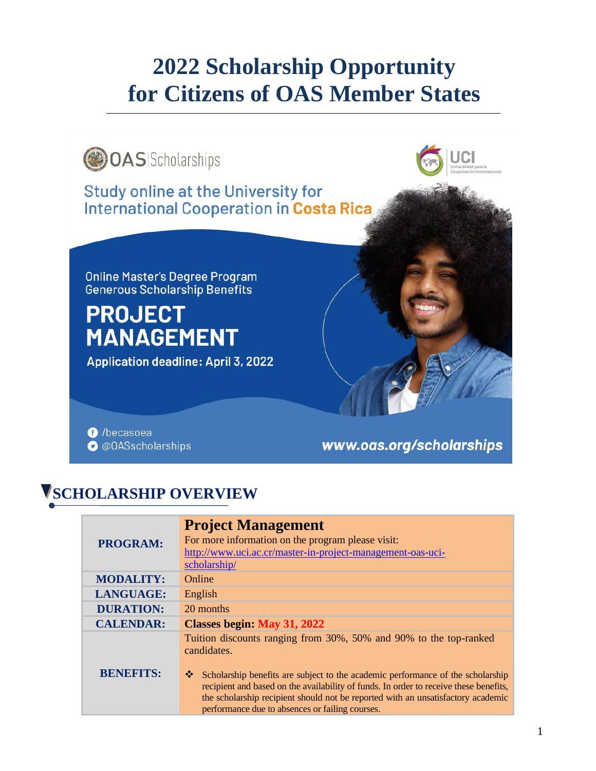# 2022 Scholarship Opportunity for Citizens of OAS Member States

OAS | Scholarships

UCI Universidad para la Cooperación Internacional

Study online at the University for International Cooperation in Costa Rica

Online Master's Degree Program
Generous Scholarship Benefits

PROJECT MANAGEMENT

Application deadline: April 3, 2022

/becasoea
@OASscholarships

www.oas.org/scholarships

## SCHOLARSHIP OVERVIEW

| | |
|---|---|
| **PROGRAM:** | **Project Management**<br>For more information on the program please visit:<br>[http://www.uci.ac.cr/master-in-project-management-oas-uci-scholarship/](http://www.uci.ac.cr/master-in-project-management-oas-uci-scholarship/) |
| **MODALITY:** | Online |
| **LANGUAGE:** | English |
| **DURATION:** | 20 months |
| **CALENDAR:** | **Classes begin: May 31, 2022** |
| **BENEFITS:** | Tuition discounts ranging from 30%, 50% and 90% to the top-ranked candidates.<br><br>❖ Scholarship benefits are subject to the academic performance of the scholarship recipient and based on the availability of funds. In order to receive these benefits, the scholarship recipient should not be reported with an unsatisfactory academic performance due to absences or failing courses. |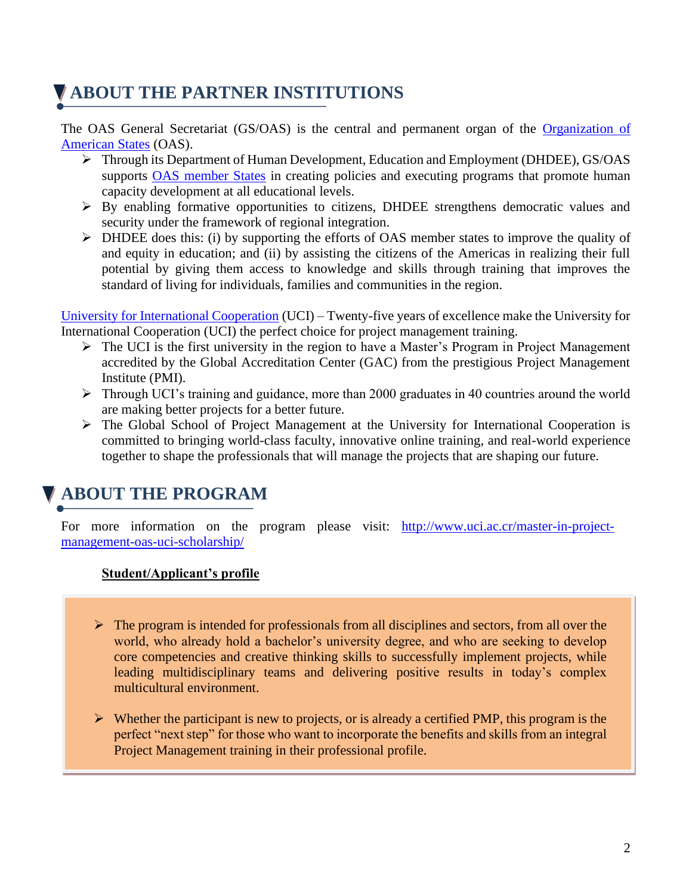## ABOUT THE PARTNER INSTITUTIONS

The OAS General Secretariat (GS/OAS) is the central and permanent organ of the [Organization of American States](#) (OAS).

- Through its Department of Human Development, Education and Employment (DHDEE), GS/OAS supports [OAS member States](#) in creating policies and executing programs that promote human capacity development at all educational levels.
- By enabling formative opportunities to citizens, DHDEE strengthens democratic values and security under the framework of regional integration.
- DHDEE does this: (i) by supporting the efforts of OAS member states to improve the quality of and equity in education; and (ii) by assisting the citizens of the Americas in realizing their full potential by giving them access to knowledge and skills through training that improves the standard of living for individuals, families and communities in the region.

[University for International Cooperation](#) (UCI) – Twenty-five years of excellence make the University for International Cooperation (UCI) the perfect choice for project management training.

- The UCI is the first university in the region to have a Master's Program in Project Management accredited by the Global Accreditation Center (GAC) from the prestigious Project Management Institute (PMI).
- Through UCI's training and guidance, more than 2000 graduates in 40 countries around the world are making better projects for a better future.
- The Global School of Project Management at the University for International Cooperation is committed to bringing world-class faculty, innovative online training, and real-world experience together to shape the professionals that will manage the projects that are shaping our future.

## ABOUT THE PROGRAM

For more information on the program please visit: [http://www.uci.ac.cr/master-in-project-management-oas-uci-scholarship/](http://www.uci.ac.cr/master-in-project-management-oas-uci-scholarship/)

**Student/Applicant's profile**

- The program is intended for professionals from all disciplines and sectors, from all over the world, who already hold a bachelor's university degree, and who are seeking to develop core competencies and creative thinking skills to successfully implement projects, while leading multidisciplinary teams and delivering positive results in today's complex multicultural environment.
- Whether the participant is new to projects, or is already a certified PMP, this program is the perfect "next step" for those who want to incorporate the benefits and skills from an integral Project Management training in their professional profile.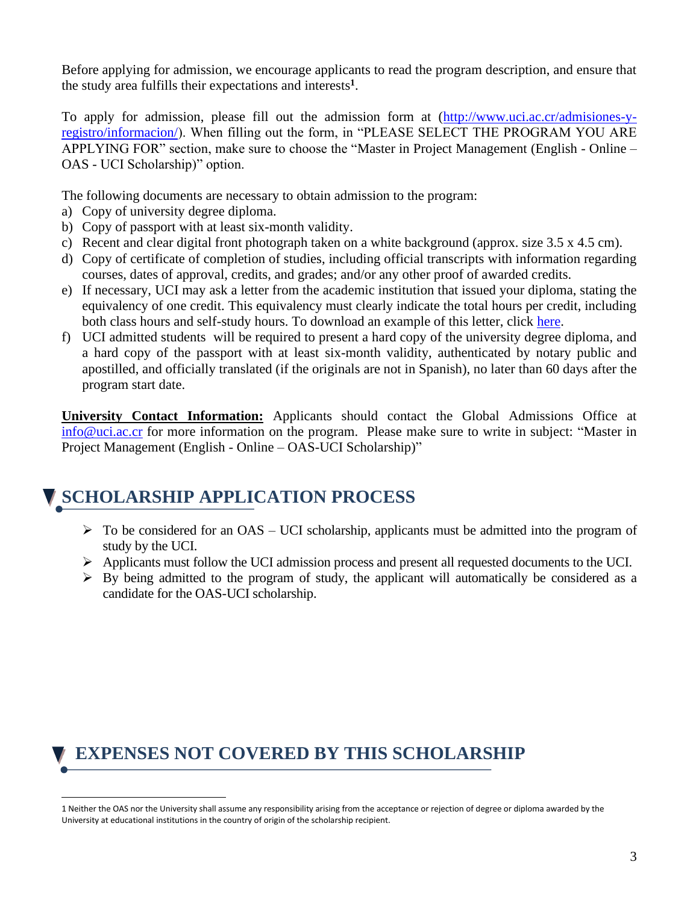Before applying for admission, we encourage applicants to read the program description, and ensure that the study area fulfills their expectations and interests[1].

To apply for admission, please fill out the admission form at ([http://www.uci.ac.cr/admisiones-y-registro/informacion/](http://www.uci.ac.cr/admisiones-y-registro/informacion/)). When filling out the form, in "PLEASE SELECT THE PROGRAM YOU ARE APPLYING FOR" section, make sure to choose the "Master in Project Management (English - Online – OAS - UCI Scholarship)" option.

The following documents are necessary to obtain admission to the program:

a) Copy of university degree diploma.
b) Copy of passport with at least six-month validity.
c) Recent and clear digital front photograph taken on a white background (approx. size 3.5 x 4.5 cm).
d) Copy of certificate of completion of studies, including official transcripts with information regarding courses, dates of approval, credits, and grades; and/or any other proof of awarded credits.
e) If necessary, UCI may ask a letter from the academic institution that issued your diploma, stating the equivalency of one credit. This equivalency must clearly indicate the total hours per credit, including both class hours and self-study hours. To download an example of this letter, click here.
f) UCI admitted students will be required to present a hard copy of the university degree diploma, and a hard copy of the passport with at least six-month validity, authenticated by notary public and apostilled, and officially translated (if the originals are not in Spanish), no later than 60 days after the program start date.

**University Contact Information:** Applicants should contact the Global Admissions Office at [info@uci.ac.cr](mailto:info@uci.ac.cr) for more information on the program. Please make sure to write in subject: "Master in Project Management (English - Online – OAS-UCI Scholarship)"

## SCHOLARSHIP APPLICATION PROCESS

- To be considered for an OAS – UCI scholarship, applicants must be admitted into the program of study by the UCI.
- Applicants must follow the UCI admission process and present all requested documents to the UCI.
- By being admitted to the program of study, the applicant will automatically be considered as a candidate for the OAS-UCI scholarship.

## EXPENSES NOT COVERED BY THIS SCHOLARSHIP

[1] Neither the OAS nor the University shall assume any responsibility arising from the acceptance or rejection of degree or diploma awarded by the University at educational institutions in the country of origin of the scholarship recipient.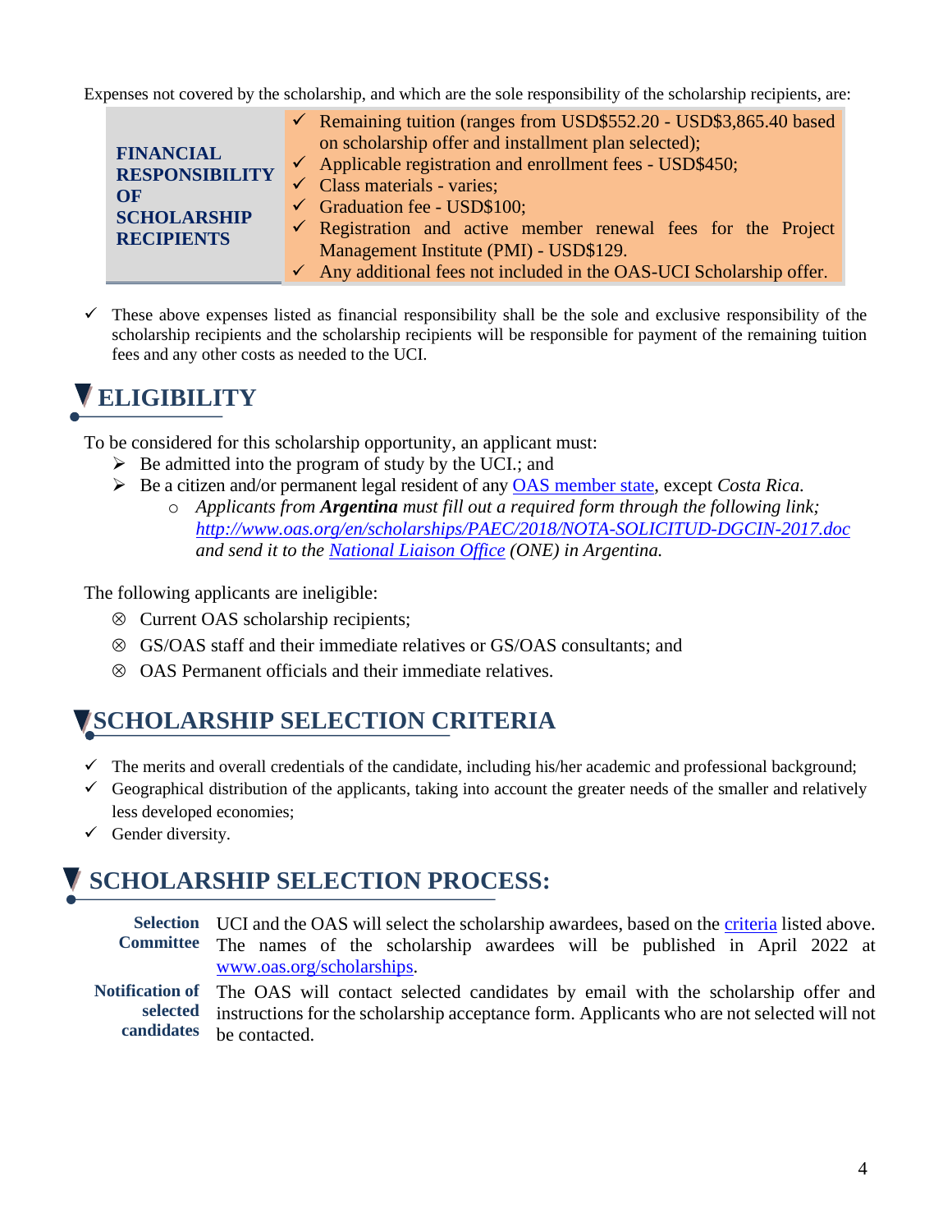Expenses not covered by the scholarship, and which are the sole responsibility of the scholarship recipients, are:

| **FINANCIAL RESPONSIBILITY OF SCHOLARSHIP RECIPIENTS** | ✓ Remaining tuition (ranges from USD$552.20 - USD$3,865.40 based on scholarship offer and installment plan selected);<br>✓ Applicable registration and enrollment fees - USD$450;<br>✓ Class materials - varies;<br>✓ Graduation fee - USD$100;<br>✓ Registration and active member renewal fees for the Project Management Institute (PMI) - USD$129.<br>✓ Any additional fees not included in the OAS-UCI Scholarship offer. |
|---|---|

- ✓ These above expenses listed as financial responsibility shall be the sole and exclusive responsibility of the scholarship recipients and the scholarship recipients will be responsible for payment of the remaining tuition fees and any other costs as needed to the UCI.

## ELIGIBILITY

To be considered for this scholarship opportunity, an applicant must:

- ➢ Be admitted into the program of study by the UCI.; and
- ➢ Be a citizen and/or permanent legal resident of any [OAS member state](#), except *Costa Rica.*
  - *Applicants from **Argentina** must fill out a required form through the following link; [http://www.oas.org/en/scholarships/PAEC/2018/NOTA-SOLICITUD-DGCIN-2017.doc](http://www.oas.org/en/scholarships/PAEC/2018/NOTA-SOLICITUD-DGCIN-2017.doc) and send it to the [National Liaison Office](#) (ONE) in Argentina.*

The following applicants are ineligible:

- ⊗ Current OAS scholarship recipients;
- ⊗ GS/OAS staff and their immediate relatives or GS/OAS consultants; and
- ⊗ OAS Permanent officials and their immediate relatives.

## SCHOLARSHIP SELECTION CRITERIA

- ✓ The merits and overall credentials of the candidate, including his/her academic and professional background;
- ✓ Geographical distribution of the applicants, taking into account the greater needs of the smaller and relatively less developed economies;
- ✓ Gender diversity.

## SCHOLARSHIP SELECTION PROCESS:

**Selection Committee** UCI and the OAS will select the scholarship awardees, based on the [criteria](#) listed above. The names of the scholarship awardees will be published in April 2022 at [www.oas.org/scholarships](http://www.oas.org/scholarships).

**Notification of selected candidates** The OAS will contact selected candidates by email with the scholarship offer and instructions for the scholarship acceptance form. Applicants who are not selected will not be contacted.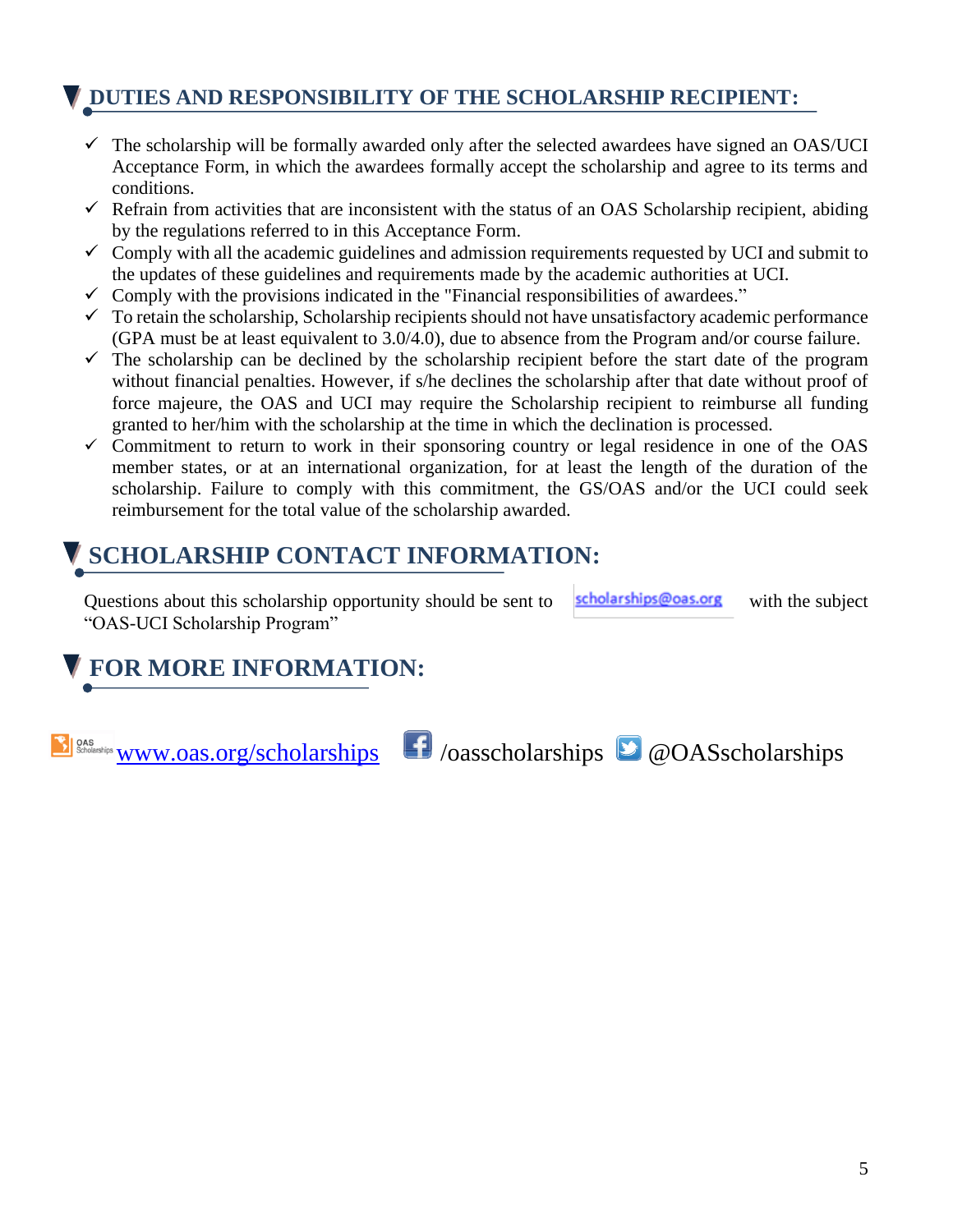## DUTIES AND RESPONSIBILITY OF THE SCHOLARSHIP RECIPIENT:

- ✓ The scholarship will be formally awarded only after the selected awardees have signed an OAS/UCI Acceptance Form, in which the awardees formally accept the scholarship and agree to its terms and conditions.
- ✓ Refrain from activities that are inconsistent with the status of an OAS Scholarship recipient, abiding by the regulations referred to in this Acceptance Form.
- ✓ Comply with all the academic guidelines and admission requirements requested by UCI and submit to the updates of these guidelines and requirements made by the academic authorities at UCI.
- ✓ Comply with the provisions indicated in the "Financial responsibilities of awardees."
- ✓ To retain the scholarship, Scholarship recipients should not have unsatisfactory academic performance (GPA must be at least equivalent to 3.0/4.0), due to absence from the Program and/or course failure.
- ✓ The scholarship can be declined by the scholarship recipient before the start date of the program without financial penalties. However, if s/he declines the scholarship after that date without proof of force majeure, the OAS and UCI may require the Scholarship recipient to reimburse all funding granted to her/him with the scholarship at the time in which the declination is processed.
- ✓ Commitment to return to work in their sponsoring country or legal residence in one of the OAS member states, or at an international organization, for at least the length of the duration of the scholarship. Failure to comply with this commitment, the GS/OAS and/or the UCI could seek reimbursement for the total value of the scholarship awarded.

## SCHOLARSHIP CONTACT INFORMATION:

Questions about this scholarship opportunity should be sent to scholarships@oas.org with the subject "OAS-UCI Scholarship Program"

## FOR MORE INFORMATION:

OAS Scholarships www.oas.org/scholarships /oasscholarships @OASscholarships